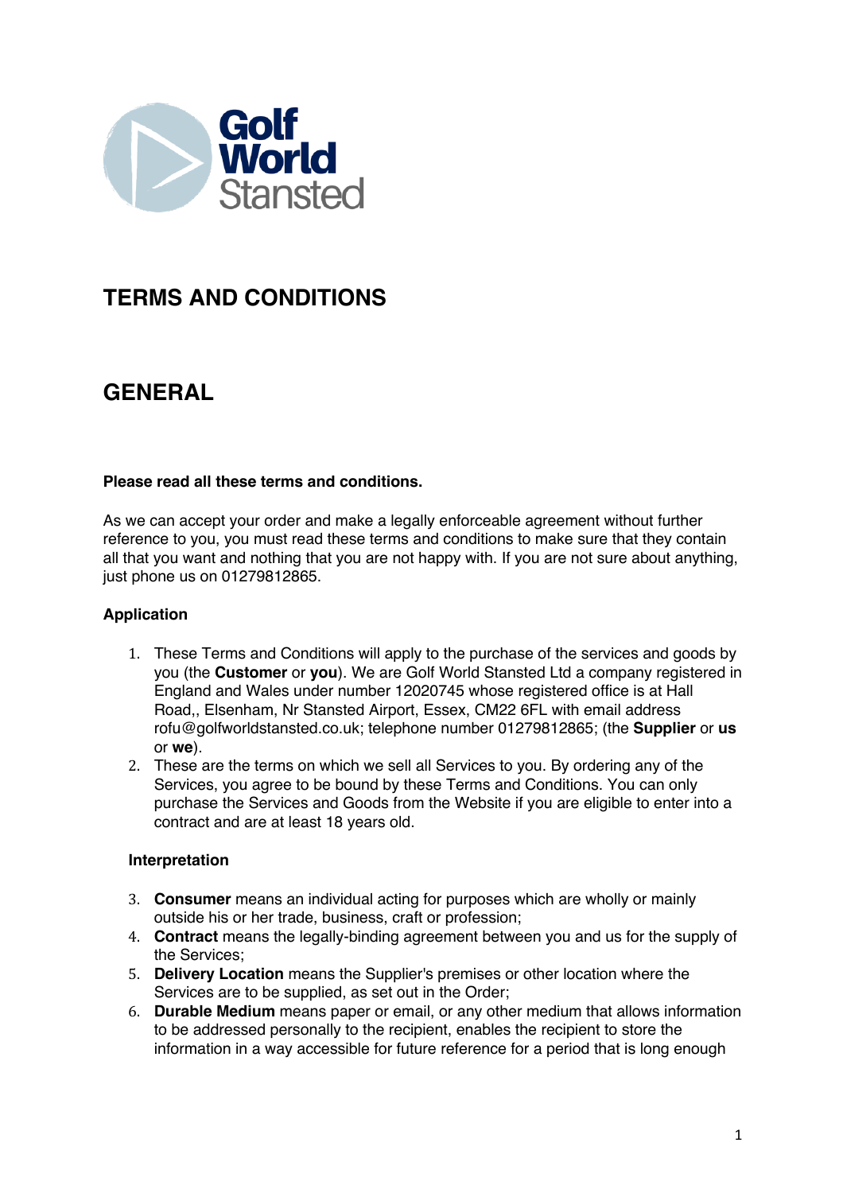Golf World Stansted

# TERMS AND CONDITIONS

# GENERAL

**Please read all these terms and conditions.**

As we can accept your order and make a legally enforceable agreement without further reference to you, you must read these terms and conditions to make sure that they contain all that you want and nothing that you are not happy with. If you are not sure about anything, just phone us on 01279812865.

### Application

1. These Terms and Conditions will apply to the purchase of the services and goods by you (the **Customer** or **you**). We are Golf World Stansted Ltd a company registered in England and Wales under number 12020745 whose registered office is at Hall Road,, Elsenham, Nr Stansted Airport, Essex, CM22 6FL with email address rofu@golfworldstansted.co.uk; telephone number 01279812865; (the **Supplier** or **us** or **we**).
2. These are the terms on which we sell all Services to you. By ordering any of the Services, you agree to be bound by these Terms and Conditions. You can only purchase the Services and Goods from the Website if you are eligible to enter into a contract and are at least 18 years old.

### Interpretation

3. **Consumer** means an individual acting for purposes which are wholly or mainly outside his or her trade, business, craft or profession;
4. **Contract** means the legally-binding agreement between you and us for the supply of the Services;
5. **Delivery Location** means the Supplier's premises or other location where the Services are to be supplied, as set out in the Order;
6. **Durable Medium** means paper or email, or any other medium that allows information to be addressed personally to the recipient, enables the recipient to store the information in a way accessible for future reference for a period that is long enough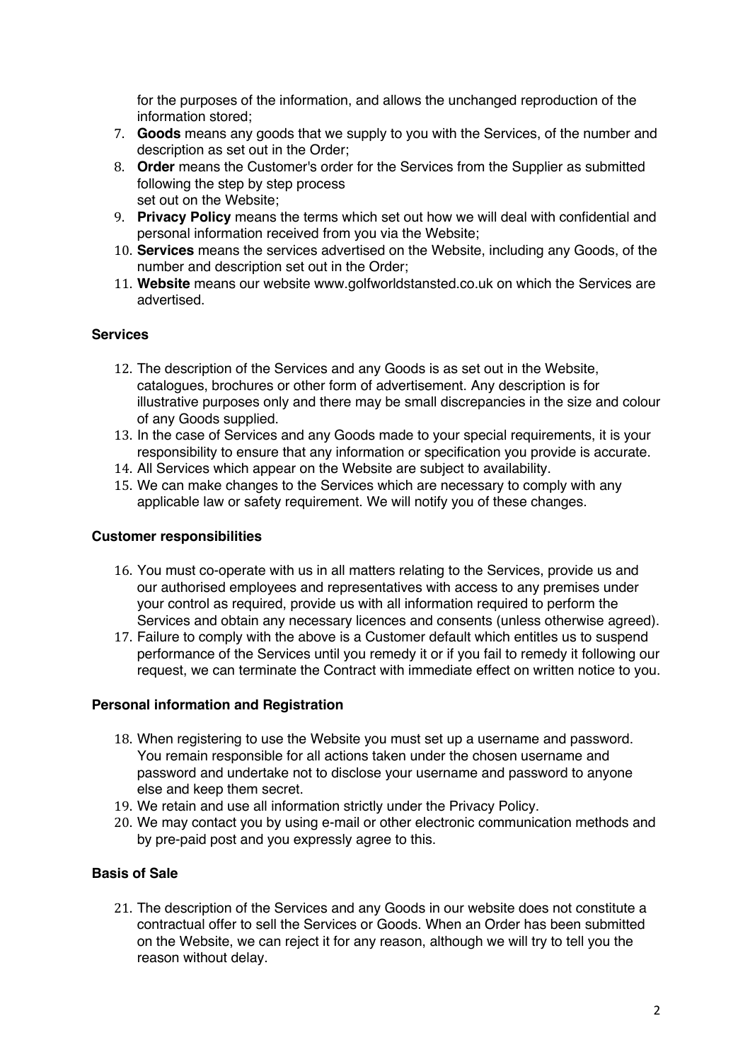for the purposes of the information, and allows the unchanged reproduction of the information stored;

7. **Goods** means any goods that we supply to you with the Services, of the number and description as set out in the Order;
8. **Order** means the Customer's order for the Services from the Supplier as submitted following the step by step process set out on the Website;
9. **Privacy Policy** means the terms which set out how we will deal with confidential and personal information received from you via the Website;
10. **Services** means the services advertised on the Website, including any Goods, of the number and description set out in the Order;
11. **Website** means our website www.golfworldstansted.co.uk on which the Services are advertised.

### Services

12. The description of the Services and any Goods is as set out in the Website, catalogues, brochures or other form of advertisement. Any description is for illustrative purposes only and there may be small discrepancies in the size and colour of any Goods supplied.
13. In the case of Services and any Goods made to your special requirements, it is your responsibility to ensure that any information or specification you provide is accurate.
14. All Services which appear on the Website are subject to availability.
15. We can make changes to the Services which are necessary to comply with any applicable law or safety requirement. We will notify you of these changes.

### Customer responsibilities

16. You must co-operate with us in all matters relating to the Services, provide us and our authorised employees and representatives with access to any premises under your control as required, provide us with all information required to perform the Services and obtain any necessary licences and consents (unless otherwise agreed).
17. Failure to comply with the above is a Customer default which entitles us to suspend performance of the Services until you remedy it or if you fail to remedy it following our request, we can terminate the Contract with immediate effect on written notice to you.

### Personal information and Registration

18. When registering to use the Website you must set up a username and password. You remain responsible for all actions taken under the chosen username and password and undertake not to disclose your username and password to anyone else and keep them secret.
19. We retain and use all information strictly under the Privacy Policy.
20. We may contact you by using e-mail or other electronic communication methods and by pre-paid post and you expressly agree to this.

### Basis of Sale

21. The description of the Services and any Goods in our website does not constitute a contractual offer to sell the Services or Goods. When an Order has been submitted on the Website, we can reject it for any reason, although we will try to tell you the reason without delay.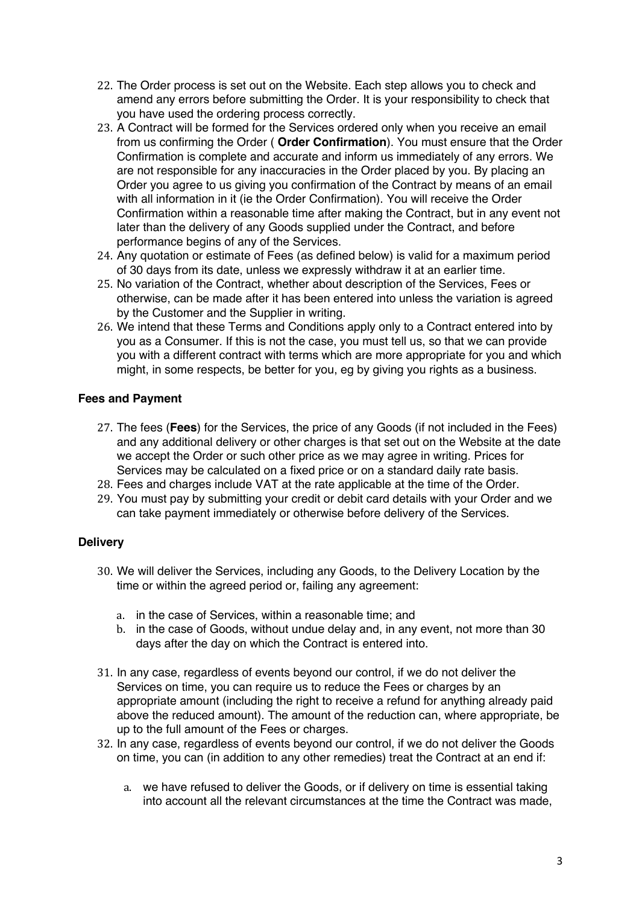22. The Order process is set out on the Website. Each step allows you to check and amend any errors before submitting the Order. It is your responsibility to check that you have used the ordering process correctly.
23. A Contract will be formed for the Services ordered only when you receive an email from us confirming the Order ( **Order Confirmation**). You must ensure that the Order Confirmation is complete and accurate and inform us immediately of any errors. We are not responsible for any inaccuracies in the Order placed by you. By placing an Order you agree to us giving you confirmation of the Contract by means of an email with all information in it (ie the Order Confirmation). You will receive the Order Confirmation within a reasonable time after making the Contract, but in any event not later than the delivery of any Goods supplied under the Contract, and before performance begins of any of the Services.
24. Any quotation or estimate of Fees (as defined below) is valid for a maximum period of 30 days from its date, unless we expressly withdraw it at an earlier time.
25. No variation of the Contract, whether about description of the Services, Fees or otherwise, can be made after it has been entered into unless the variation is agreed by the Customer and the Supplier in writing.
26. We intend that these Terms and Conditions apply only to a Contract entered into by you as a Consumer. If this is not the case, you must tell us, so that we can provide you with a different contract with terms which are more appropriate for you and which might, in some respects, be better for you, eg by giving you rights as a business.

**Fees and Payment**

27. The fees (**Fees**) for the Services, the price of any Goods (if not included in the Fees) and any additional delivery or other charges is that set out on the Website at the date we accept the Order or such other price as we may agree in writing. Prices for Services may be calculated on a fixed price or on a standard daily rate basis.
28. Fees and charges include VAT at the rate applicable at the time of the Order.
29. You must pay by submitting your credit or debit card details with your Order and we can take payment immediately or otherwise before delivery of the Services.

**Delivery**

30. We will deliver the Services, including any Goods, to the Delivery Location by the time or within the agreed period or, failing any agreement:

    a. in the case of Services, within a reasonable time; and
    b. in the case of Goods, without undue delay and, in any event, not more than 30 days after the day on which the Contract is entered into.

31. In any case, regardless of events beyond our control, if we do not deliver the Services on time, you can require us to reduce the Fees or charges by an appropriate amount (including the right to receive a refund for anything already paid above the reduced amount). The amount of the reduction can, where appropriate, be up to the full amount of the Fees or charges.
32. In any case, regardless of events beyond our control, if we do not deliver the Goods on time, you can (in addition to any other remedies) treat the Contract at an end if:

    a. we have refused to deliver the Goods, or if delivery on time is essential taking into account all the relevant circumstances at the time the Contract was made,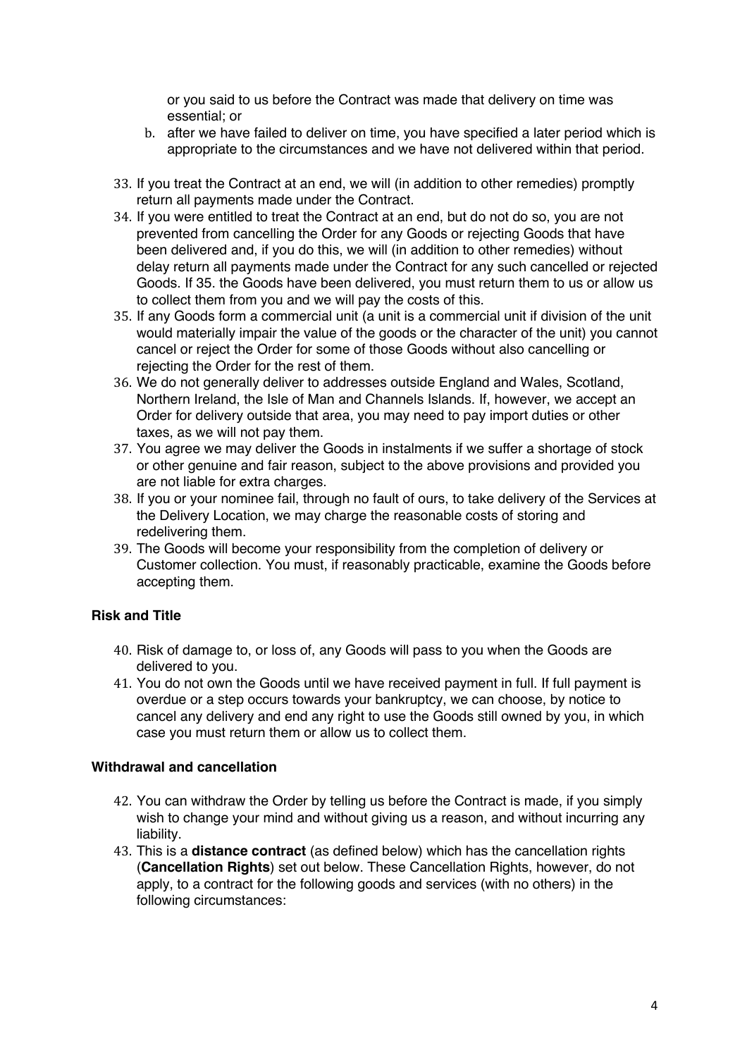or you said to us before the Contract was made that delivery on time was essential; or

b. after we have failed to deliver on time, you have specified a later period which is appropriate to the circumstances and we have not delivered within that period.

33. If you treat the Contract at an end, we will (in addition to other remedies) promptly return all payments made under the Contract.
34. If you were entitled to treat the Contract at an end, but do not do so, you are not prevented from cancelling the Order for any Goods or rejecting Goods that have been delivered and, if you do this, we will (in addition to other remedies) without delay return all payments made under the Contract for any such cancelled or rejected Goods. If 35. the Goods have been delivered, you must return them to us or allow us to collect them from you and we will pay the costs of this.
35. If any Goods form a commercial unit (a unit is a commercial unit if division of the unit would materially impair the value of the goods or the character of the unit) you cannot cancel or reject the Order for some of those Goods without also cancelling or rejecting the Order for the rest of them.
36. We do not generally deliver to addresses outside England and Wales, Scotland, Northern Ireland, the Isle of Man and Channels Islands. If, however, we accept an Order for delivery outside that area, you may need to pay import duties or other taxes, as we will not pay them.
37. You agree we may deliver the Goods in instalments if we suffer a shortage of stock or other genuine and fair reason, subject to the above provisions and provided you are not liable for extra charges.
38. If you or your nominee fail, through no fault of ours, to take delivery of the Services at the Delivery Location, we may charge the reasonable costs of storing and redelivering them.
39. The Goods will become your responsibility from the completion of delivery or Customer collection. You must, if reasonably practicable, examine the Goods before accepting them.

**Risk and Title**

40. Risk of damage to, or loss of, any Goods will pass to you when the Goods are delivered to you.
41. You do not own the Goods until we have received payment in full. If full payment is overdue or a step occurs towards your bankruptcy, we can choose, by notice to cancel any delivery and end any right to use the Goods still owned by you, in which case you must return them or allow us to collect them.

**Withdrawal and cancellation**

42. You can withdraw the Order by telling us before the Contract is made, if you simply wish to change your mind and without giving us a reason, and without incurring any liability.
43. This is a **distance contract** (as defined below) which has the cancellation rights (**Cancellation Rights**) set out below. These Cancellation Rights, however, do not apply, to a contract for the following goods and services (with no others) in the following circumstances: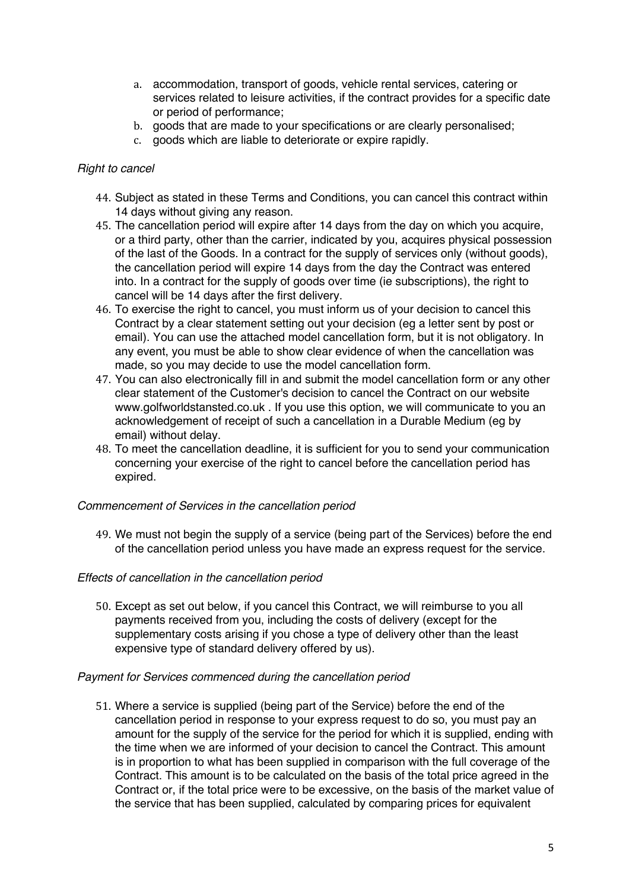a. accommodation, transport of goods, vehicle rental services, catering or services related to leisure activities, if the contract provides for a specific date or period of performance;
b. goods that are made to your specifications or are clearly personalised;
c. goods which are liable to deteriorate or expire rapidly.

*Right to cancel*

44. Subject as stated in these Terms and Conditions, you can cancel this contract within 14 days without giving any reason.
45. The cancellation period will expire after 14 days from the day on which you acquire, or a third party, other than the carrier, indicated by you, acquires physical possession of the last of the Goods. In a contract for the supply of services only (without goods), the cancellation period will expire 14 days from the day the Contract was entered into. In a contract for the supply of goods over time (ie subscriptions), the right to cancel will be 14 days after the first delivery.
46. To exercise the right to cancel, you must inform us of your decision to cancel this Contract by a clear statement setting out your decision (eg a letter sent by post or email). You can use the attached model cancellation form, but it is not obligatory. In any event, you must be able to show clear evidence of when the cancellation was made, so you may decide to use the model cancellation form.
47. You can also electronically fill in and submit the model cancellation form or any other clear statement of the Customer's decision to cancel the Contract on our website www.golfworldstansted.co.uk . If you use this option, we will communicate to you an acknowledgement of receipt of such a cancellation in a Durable Medium (eg by email) without delay.
48. To meet the cancellation deadline, it is sufficient for you to send your communication concerning your exercise of the right to cancel before the cancellation period has expired.

*Commencement of Services in the cancellation period*

49. We must not begin the supply of a service (being part of the Services) before the end of the cancellation period unless you have made an express request for the service.

*Effects of cancellation in the cancellation period*

50. Except as set out below, if you cancel this Contract, we will reimburse to you all payments received from you, including the costs of delivery (except for the supplementary costs arising if you chose a type of delivery other than the least expensive type of standard delivery offered by us).

*Payment for Services commenced during the cancellation period*

51. Where a service is supplied (being part of the Service) before the end of the cancellation period in response to your express request to do so, you must pay an amount for the supply of the service for the period for which it is supplied, ending with the time when we are informed of your decision to cancel the Contract. This amount is in proportion to what has been supplied in comparison with the full coverage of the Contract. This amount is to be calculated on the basis of the total price agreed in the Contract or, if the total price were to be excessive, on the basis of the market value of the service that has been supplied, calculated by comparing prices for equivalent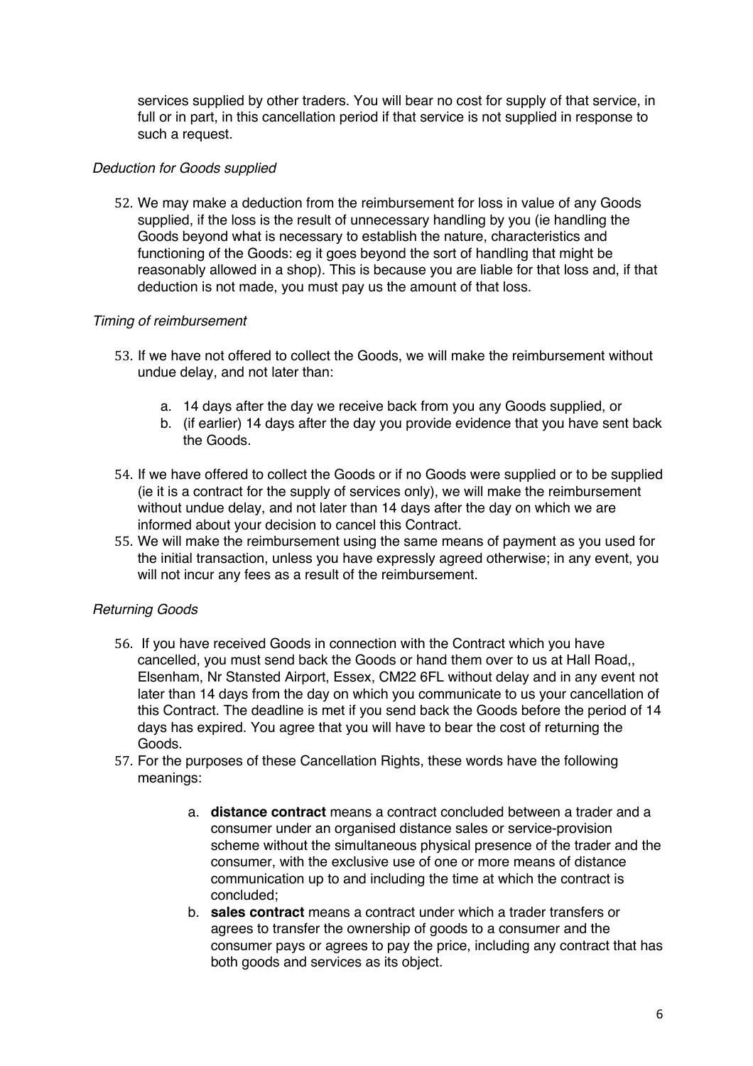services supplied by other traders. You will bear no cost for supply of that service, in full or in part, in this cancellation period if that service is not supplied in response to such a request.

*Deduction for Goods supplied*

52. We may make a deduction from the reimbursement for loss in value of any Goods supplied, if the loss is the result of unnecessary handling by you (ie handling the Goods beyond what is necessary to establish the nature, characteristics and functioning of the Goods: eg it goes beyond the sort of handling that might be reasonably allowed in a shop). This is because you are liable for that loss and, if that deduction is not made, you must pay us the amount of that loss.

*Timing of reimbursement*

53. If we have not offered to collect the Goods, we will make the reimbursement without undue delay, and not later than:
    a. 14 days after the day we receive back from you any Goods supplied, or
    b. (if earlier) 14 days after the day you provide evidence that you have sent back the Goods.
54. If we have offered to collect the Goods or if no Goods were supplied or to be supplied (ie it is a contract for the supply of services only), we will make the reimbursement without undue delay, and not later than 14 days after the day on which we are informed about your decision to cancel this Contract.
55. We will make the reimbursement using the same means of payment as you used for the initial transaction, unless you have expressly agreed otherwise; in any event, you will not incur any fees as a result of the reimbursement.

*Returning Goods*

56. If you have received Goods in connection with the Contract which you have cancelled, you must send back the Goods or hand them over to us at Hall Road,, Elsenham, Nr Stansted Airport, Essex, CM22 6FL without delay and in any event not later than 14 days from the day on which you communicate to us your cancellation of this Contract. The deadline is met if you send back the Goods before the period of 14 days has expired. You agree that you will have to bear the cost of returning the Goods.
57. For the purposes of these Cancellation Rights, these words have the following meanings:
    a. **distance contract** means a contract concluded between a trader and a consumer under an organised distance sales or service-provision scheme without the simultaneous physical presence of the trader and the consumer, with the exclusive use of one or more means of distance communication up to and including the time at which the contract is concluded;
    b. **sales contract** means a contract under which a trader transfers or agrees to transfer the ownership of goods to a consumer and the consumer pays or agrees to pay the price, including any contract that has both goods and services as its object.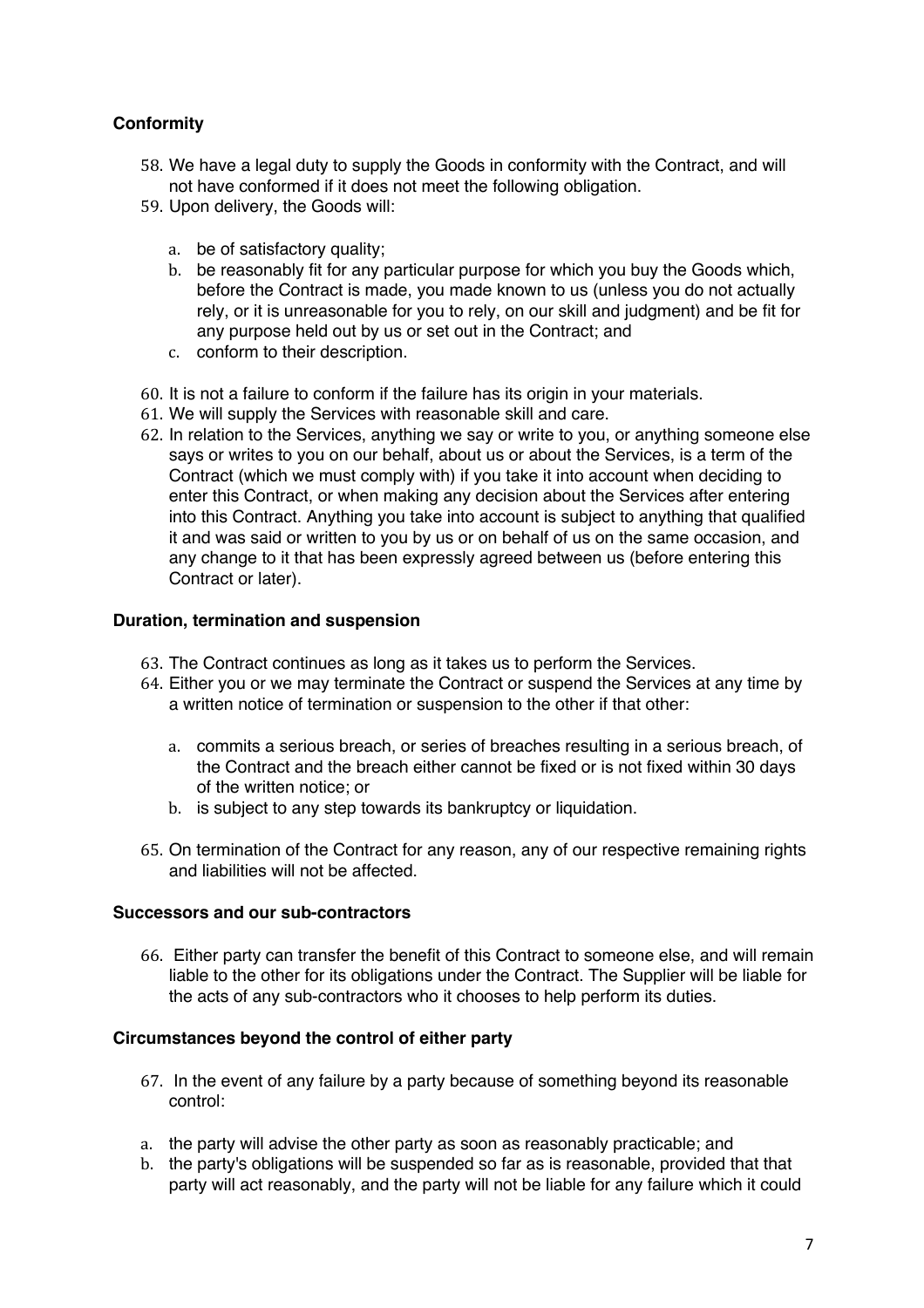**Conformity**

58. We have a legal duty to supply the Goods in conformity with the Contract, and will not have conformed if it does not meet the following obligation.
59. Upon delivery, the Goods will:

    a. be of satisfactory quality;
    b. be reasonably fit for any particular purpose for which you buy the Goods which, before the Contract is made, you made known to us (unless you do not actually rely, or it is unreasonable for you to rely, on our skill and judgment) and be fit for any purpose held out by us or set out in the Contract; and
    c. conform to their description.

60. It is not a failure to conform if the failure has its origin in your materials.
61. We will supply the Services with reasonable skill and care.
62. In relation to the Services, anything we say or write to you, or anything someone else says or writes to you on our behalf, about us or about the Services, is a term of the Contract (which we must comply with) if you take it into account when deciding to enter this Contract, or when making any decision about the Services after entering into this Contract. Anything you take into account is subject to anything that qualified it and was said or written to you by us or on behalf of us on the same occasion, and any change to it that has been expressly agreed between us (before entering this Contract or later).

**Duration, termination and suspension**

63. The Contract continues as long as it takes us to perform the Services.
64. Either you or we may terminate the Contract or suspend the Services at any time by a written notice of termination or suspension to the other if that other:

    a. commits a serious breach, or series of breaches resulting in a serious breach, of the Contract and the breach either cannot be fixed or is not fixed within 30 days of the written notice; or
    b. is subject to any step towards its bankruptcy or liquidation.

65. On termination of the Contract for any reason, any of our respective remaining rights and liabilities will not be affected.

**Successors and our sub-contractors**

66. Either party can transfer the benefit of this Contract to someone else, and will remain liable to the other for its obligations under the Contract. The Supplier will be liable for the acts of any sub-contractors who it chooses to help perform its duties.

**Circumstances beyond the control of either party**

67. In the event of any failure by a party because of something beyond its reasonable control:

a. the party will advise the other party as soon as reasonably practicable; and
b. the party's obligations will be suspended so far as is reasonable, provided that that party will act reasonably, and the party will not be liable for any failure which it could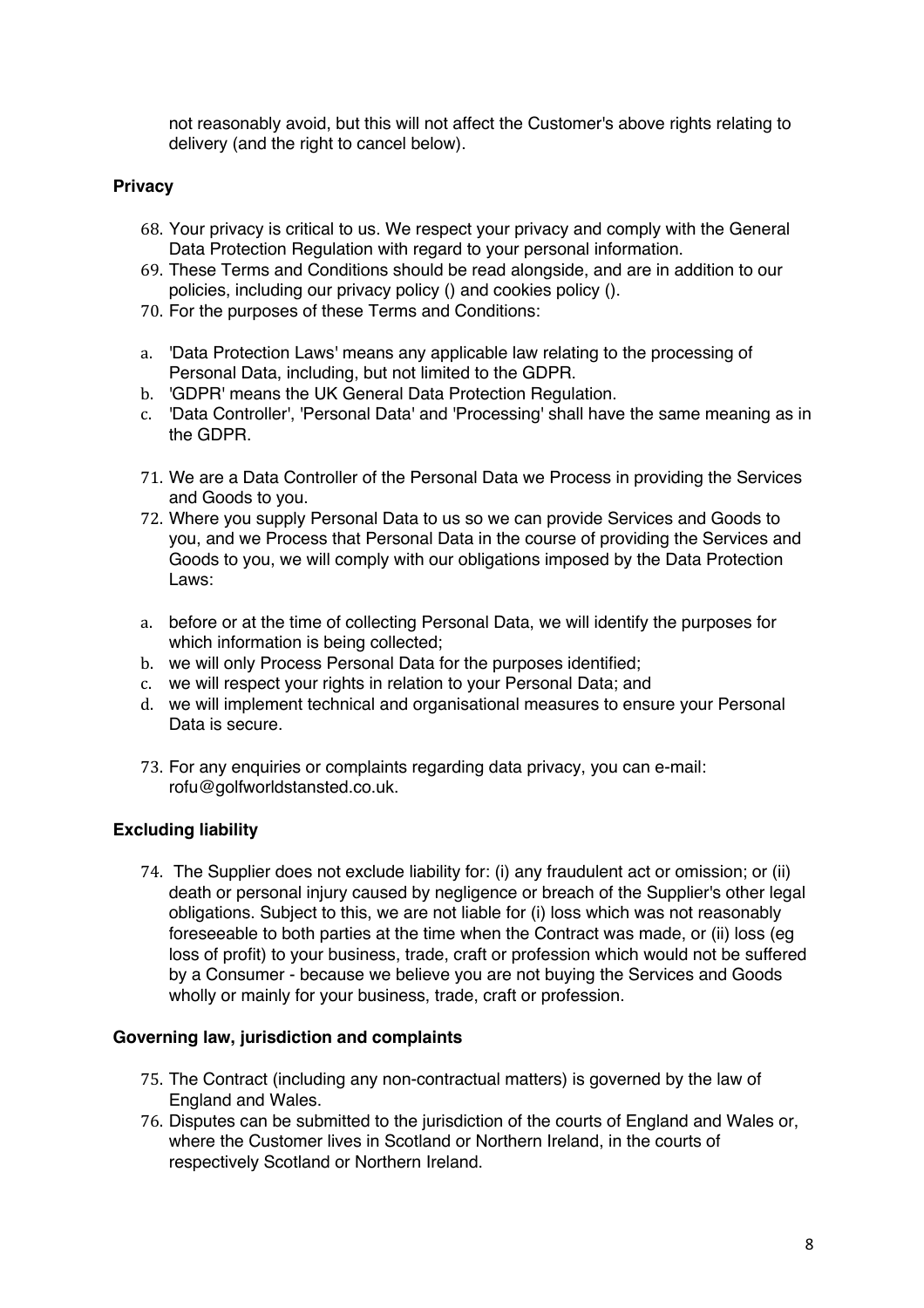not reasonably avoid, but this will not affect the Customer's above rights relating to delivery (and the right to cancel below).

**Privacy**

68. Your privacy is critical to us. We respect your privacy and comply with the General Data Protection Regulation with regard to your personal information.
69. These Terms and Conditions should be read alongside, and are in addition to our policies, including our privacy policy () and cookies policy ().
70. For the purposes of these Terms and Conditions:

a. 'Data Protection Laws' means any applicable law relating to the processing of Personal Data, including, but not limited to the GDPR.
b. 'GDPR' means the UK General Data Protection Regulation.
c. 'Data Controller', 'Personal Data' and 'Processing' shall have the same meaning as in the GDPR.

71. We are a Data Controller of the Personal Data we Process in providing the Services and Goods to you.
72. Where you supply Personal Data to us so we can provide Services and Goods to you, and we Process that Personal Data in the course of providing the Services and Goods to you, we will comply with our obligations imposed by the Data Protection Laws:

a. before or at the time of collecting Personal Data, we will identify the purposes for which information is being collected;
b. we will only Process Personal Data for the purposes identified;
c. we will respect your rights in relation to your Personal Data; and
d. we will implement technical and organisational measures to ensure your Personal Data is secure.

73. For any enquiries or complaints regarding data privacy, you can e-mail: rofu@golfworldstansted.co.uk.

**Excluding liability**

74. The Supplier does not exclude liability for: (i) any fraudulent act or omission; or (ii) death or personal injury caused by negligence or breach of the Supplier's other legal obligations. Subject to this, we are not liable for (i) loss which was not reasonably foreseeable to both parties at the time when the Contract was made, or (ii) loss (eg loss of profit) to your business, trade, craft or profession which would not be suffered by a Consumer - because we believe you are not buying the Services and Goods wholly or mainly for your business, trade, craft or profession.

**Governing law, jurisdiction and complaints**

75. The Contract (including any non-contractual matters) is governed by the law of England and Wales.
76. Disputes can be submitted to the jurisdiction of the courts of England and Wales or, where the Customer lives in Scotland or Northern Ireland, in the courts of respectively Scotland or Northern Ireland.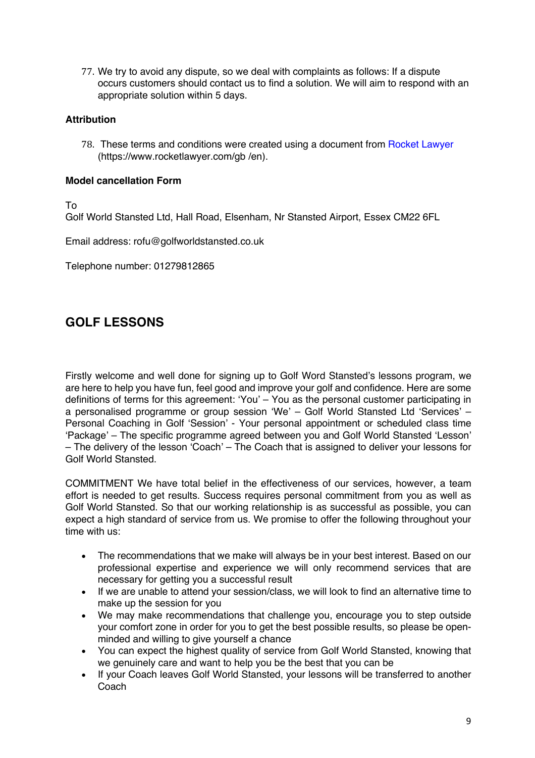77. We try to avoid any dispute, so we deal with complaints as follows: If a dispute occurs customers should contact us to find a solution. We will aim to respond with an appropriate solution within 5 days.

**Attribution**

78. These terms and conditions were created using a document from Rocket Lawyer (https://www.rocketlawyer.com/gb /en).

**Model cancellation Form**

To
Golf World Stansted Ltd, Hall Road, Elsenham, Nr Stansted Airport, Essex CM22 6FL

Email address: rofu@golfworldstansted.co.uk

Telephone number: 01279812865

## GOLF LESSONS

Firstly welcome and well done for signing up to Golf Word Stansted's lessons program, we are here to help you have fun, feel good and improve your golf and confidence. Here are some definitions of terms for this agreement: 'You' – You as the personal customer participating in a personalised programme or group session 'We' – Golf World Stansted Ltd 'Services' – Personal Coaching in Golf 'Session' - Your personal appointment or scheduled class time 'Package' – The specific programme agreed between you and Golf World Stansted 'Lesson' – The delivery of the lesson 'Coach' – The Coach that is assigned to deliver your lessons for Golf World Stansted.

COMMITMENT We have total belief in the effectiveness of our services, however, a team effort is needed to get results. Success requires personal commitment from you as well as Golf World Stansted. So that our working relationship is as successful as possible, you can expect a high standard of service from us. We promise to offer the following throughout your time with us:

- The recommendations that we make will always be in your best interest. Based on our professional expertise and experience we will only recommend services that are necessary for getting you a successful result
- If we are unable to attend your session/class, we will look to find an alternative time to make up the session for you
- We may make recommendations that challenge you, encourage you to step outside your comfort zone in order for you to get the best possible results, so please be open-minded and willing to give yourself a chance
- You can expect the highest quality of service from Golf World Stansted, knowing that we genuinely care and want to help you be the best that you can be
- If your Coach leaves Golf World Stansted, your lessons will be transferred to another Coach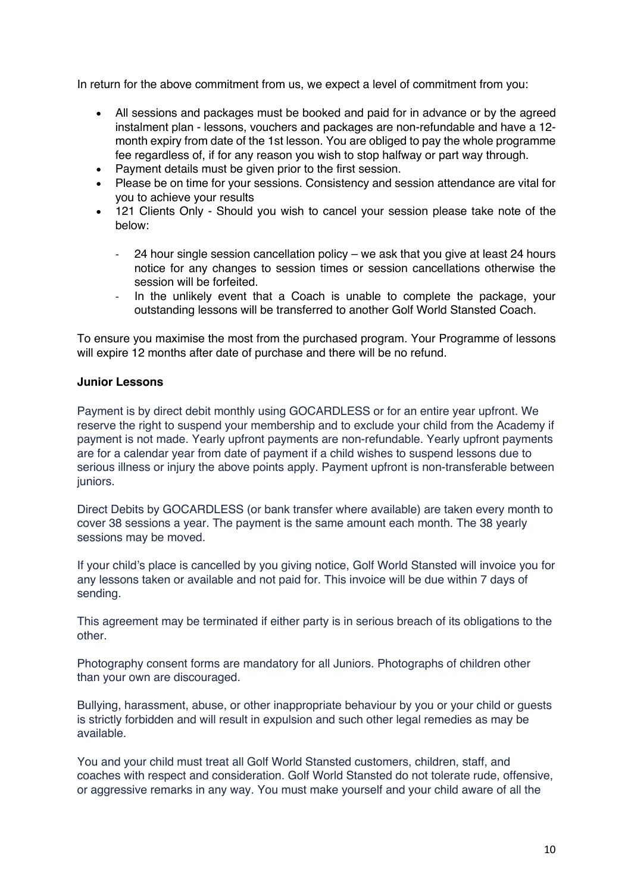In return for the above commitment from us, we expect a level of commitment from you:

- All sessions and packages must be booked and paid for in advance or by the agreed instalment plan - lessons, vouchers and packages are non-refundable and have a 12-month expiry from date of the 1st lesson. You are obliged to pay the whole programme fee regardless of, if for any reason you wish to stop halfway or part way through.
- Payment details must be given prior to the first session.
- Please be on time for your sessions. Consistency and session attendance are vital for you to achieve your results
- 121 Clients Only - Should you wish to cancel your session please take note of the below:
  - 24 hour single session cancellation policy – we ask that you give at least 24 hours notice for any changes to session times or session cancellations otherwise the session will be forfeited.
  - In the unlikely event that a Coach is unable to complete the package, your outstanding lessons will be transferred to another Golf World Stansted Coach.

To ensure you maximise the most from the purchased program. Your Programme of lessons will expire 12 months after date of purchase and there will be no refund.

**Junior Lessons**

Payment is by direct debit monthly using GOCARDLESS or for an entire year upfront. We reserve the right to suspend your membership and to exclude your child from the Academy if payment is not made. Yearly upfront payments are non-refundable. Yearly upfront payments are for a calendar year from date of payment if a child wishes to suspend lessons due to serious illness or injury the above points apply. Payment upfront is non-transferable between juniors.

Direct Debits by GOCARDLESS (or bank transfer where available) are taken every month to cover 38 sessions a year. The payment is the same amount each month. The 38 yearly sessions may be moved.

If your child's place is cancelled by you giving notice, Golf World Stansted will invoice you for any lessons taken or available and not paid for. This invoice will be due within 7 days of sending.

This agreement may be terminated if either party is in serious breach of its obligations to the other.

Photography consent forms are mandatory for all Juniors. Photographs of children other than your own are discouraged.

Bullying, harassment, abuse, or other inappropriate behaviour by you or your child or guests is strictly forbidden and will result in expulsion and such other legal remedies as may be available.

You and your child must treat all Golf World Stansted customers, children, staff, and coaches with respect and consideration. Golf World Stansted do not tolerate rude, offensive, or aggressive remarks in any way. You must make yourself and your child aware of all the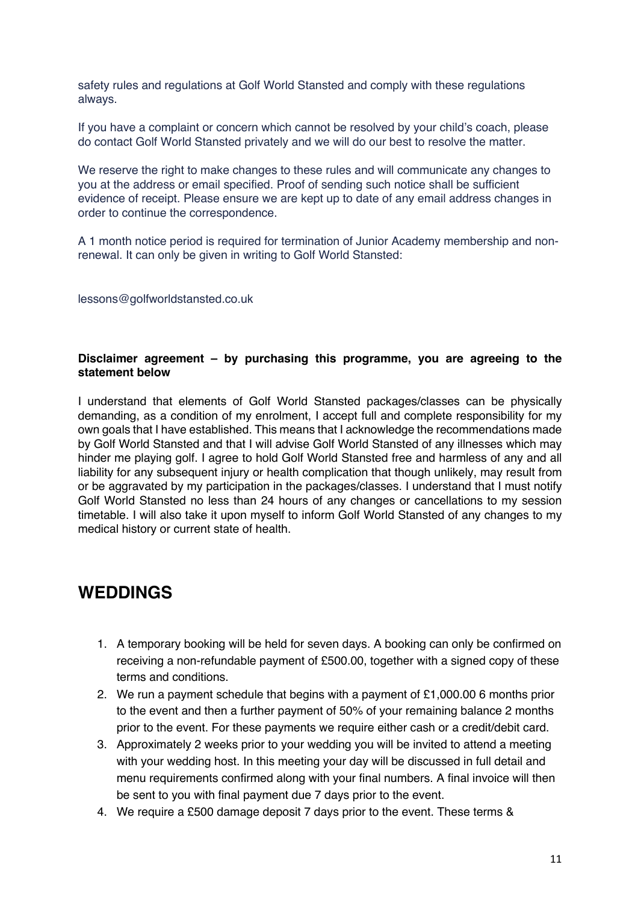safety rules and regulations at Golf World Stansted and comply with these regulations always.

If you have a complaint or concern which cannot be resolved by your child's coach, please do contact Golf World Stansted privately and we will do our best to resolve the matter.

We reserve the right to make changes to these rules and will communicate any changes to you at the address or email specified. Proof of sending such notice shall be sufficient evidence of receipt. Please ensure we are kept up to date of any email address changes in order to continue the correspondence.

A 1 month notice period is required for termination of Junior Academy membership and non-renewal. It can only be given in writing to Golf World Stansted:

lessons@golfworldstansted.co.uk

**Disclaimer agreement – by purchasing this programme, you are agreeing to the statement below**

I understand that elements of Golf World Stansted packages/classes can be physically demanding, as a condition of my enrolment, I accept full and complete responsibility for my own goals that I have established. This means that I acknowledge the recommendations made by Golf World Stansted and that I will advise Golf World Stansted of any illnesses which may hinder me playing golf. I agree to hold Golf World Stansted free and harmless of any and all liability for any subsequent injury or health complication that though unlikely, may result from or be aggravated by my participation in the packages/classes. I understand that I must notify Golf World Stansted no less than 24 hours of any changes or cancellations to my session timetable. I will also take it upon myself to inform Golf World Stansted of any changes to my medical history or current state of health.

## WEDDINGS

1. A temporary booking will be held for seven days. A booking can only be confirmed on receiving a non-refundable payment of £500.00, together with a signed copy of these terms and conditions.
2. We run a payment schedule that begins with a payment of £1,000.00 6 months prior to the event and then a further payment of 50% of your remaining balance 2 months prior to the event. For these payments we require either cash or a credit/debit card.
3. Approximately 2 weeks prior to your wedding you will be invited to attend a meeting with your wedding host. In this meeting your day will be discussed in full detail and menu requirements confirmed along with your final numbers. A final invoice will then be sent to you with final payment due 7 days prior to the event.
4. We require a £500 damage deposit 7 days prior to the event. These terms &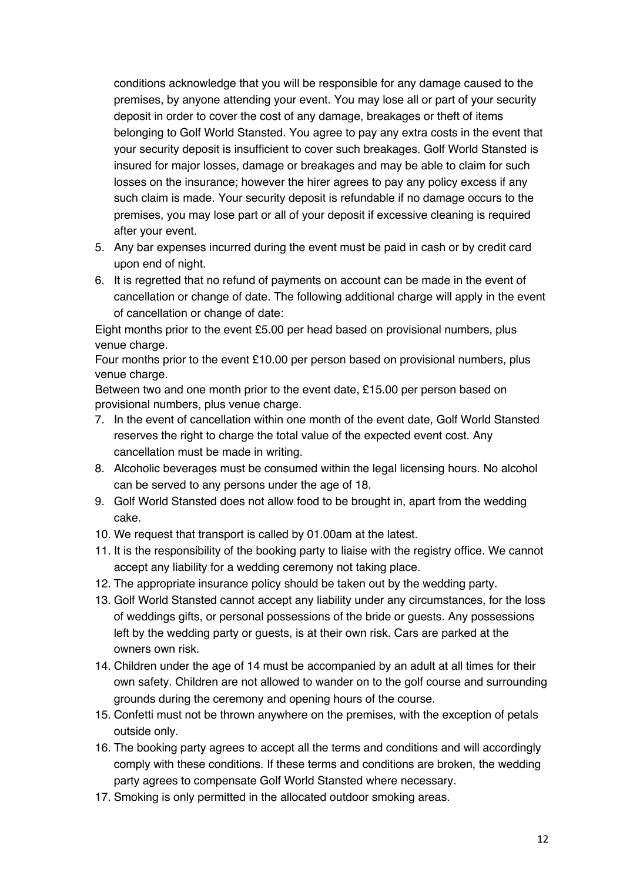conditions acknowledge that you will be responsible for any damage caused to the premises, by anyone attending your event. You may lose all or part of your security deposit in order to cover the cost of any damage, breakages or theft of items belonging to Golf World Stansted. You agree to pay any extra costs in the event that your security deposit is insufficient to cover such breakages. Golf World Stansted is insured for major losses, damage or breakages and may be able to claim for such losses on the insurance; however the hirer agrees to pay any policy excess if any such claim is made. Your security deposit is refundable if no damage occurs to the premises, you may lose part or all of your deposit if excessive cleaning is required after your event.

5. Any bar expenses incurred during the event must be paid in cash or by credit card upon end of night.
6. It is regretted that no refund of payments on account can be made in the event of cancellation or change of date. The following additional charge will apply in the event of cancellation or change of date:

Eight months prior to the event £5.00 per head based on provisional numbers, plus venue charge.

Four months prior to the event £10.00 per person based on provisional numbers, plus venue charge.

Between two and one month prior to the event date, £15.00 per person based on provisional numbers, plus venue charge.

7. In the event of cancellation within one month of the event date, Golf World Stansted reserves the right to charge the total value of the expected event cost. Any cancellation must be made in writing.
8. Alcoholic beverages must be consumed within the legal licensing hours. No alcohol can be served to any persons under the age of 18.
9. Golf World Stansted does not allow food to be brought in, apart from the wedding cake.
10. We request that transport is called by 01.00am at the latest.
11. It is the responsibility of the booking party to liaise with the registry office. We cannot accept any liability for a wedding ceremony not taking place.
12. The appropriate insurance policy should be taken out by the wedding party.
13. Golf World Stansted cannot accept any liability under any circumstances, for the loss of weddings gifts, or personal possessions of the bride or guests. Any possessions left by the wedding party or guests, is at their own risk. Cars are parked at the owners own risk.
14. Children under the age of 14 must be accompanied by an adult at all times for their own safety. Children are not allowed to wander on to the golf course and surrounding grounds during the ceremony and opening hours of the course.
15. Confetti must not be thrown anywhere on the premises, with the exception of petals outside only.
16. The booking party agrees to accept all the terms and conditions and will accordingly comply with these conditions. If these terms and conditions are broken, the wedding party agrees to compensate Golf World Stansted where necessary.
17. Smoking is only permitted in the allocated outdoor smoking areas.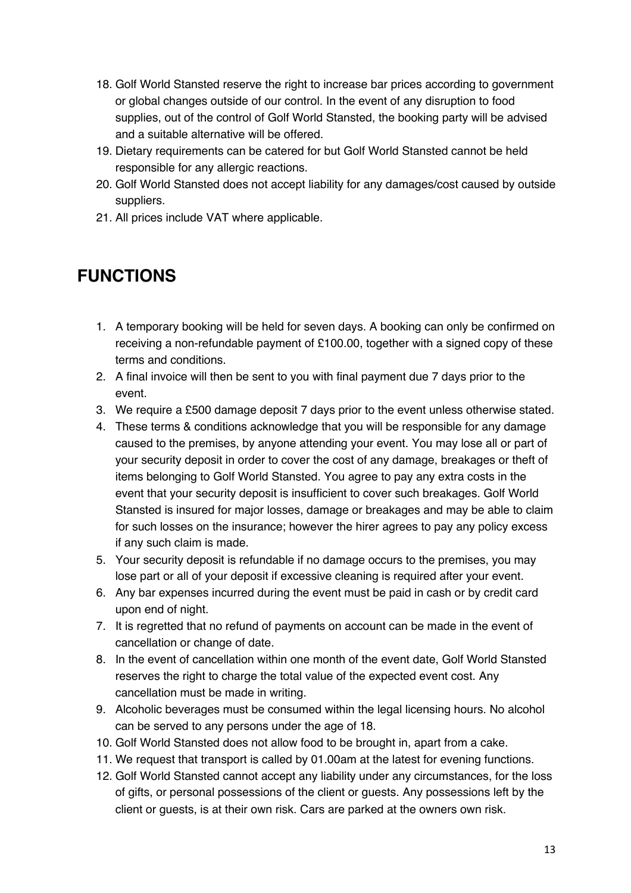18. Golf World Stansted reserve the right to increase bar prices according to government or global changes outside of our control. In the event of any disruption to food supplies, out of the control of Golf World Stansted, the booking party will be advised and a suitable alternative will be offered.
19. Dietary requirements can be catered for but Golf World Stansted cannot be held responsible for any allergic reactions.
20. Golf World Stansted does not accept liability for any damages/cost caused by outside suppliers.
21. All prices include VAT where applicable.

## FUNCTIONS

1. A temporary booking will be held for seven days. A booking can only be confirmed on receiving a non-refundable payment of £100.00, together with a signed copy of these terms and conditions.
2. A final invoice will then be sent to you with final payment due 7 days prior to the event.
3. We require a £500 damage deposit 7 days prior to the event unless otherwise stated.
4. These terms & conditions acknowledge that you will be responsible for any damage caused to the premises, by anyone attending your event. You may lose all or part of your security deposit in order to cover the cost of any damage, breakages or theft of items belonging to Golf World Stansted. You agree to pay any extra costs in the event that your security deposit is insufficient to cover such breakages. Golf World Stansted is insured for major losses, damage or breakages and may be able to claim for such losses on the insurance; however the hirer agrees to pay any policy excess if any such claim is made.
5. Your security deposit is refundable if no damage occurs to the premises, you may lose part or all of your deposit if excessive cleaning is required after your event.
6. Any bar expenses incurred during the event must be paid in cash or by credit card upon end of night.
7. It is regretted that no refund of payments on account can be made in the event of cancellation or change of date.
8. In the event of cancellation within one month of the event date, Golf World Stansted reserves the right to charge the total value of the expected event cost. Any cancellation must be made in writing.
9. Alcoholic beverages must be consumed within the legal licensing hours. No alcohol can be served to any persons under the age of 18.
10. Golf World Stansted does not allow food to be brought in, apart from a cake.
11. We request that transport is called by 01.00am at the latest for evening functions.
12. Golf World Stansted cannot accept any liability under any circumstances, for the loss of gifts, or personal possessions of the client or guests. Any possessions left by the client or guests, is at their own risk. Cars are parked at the owners own risk.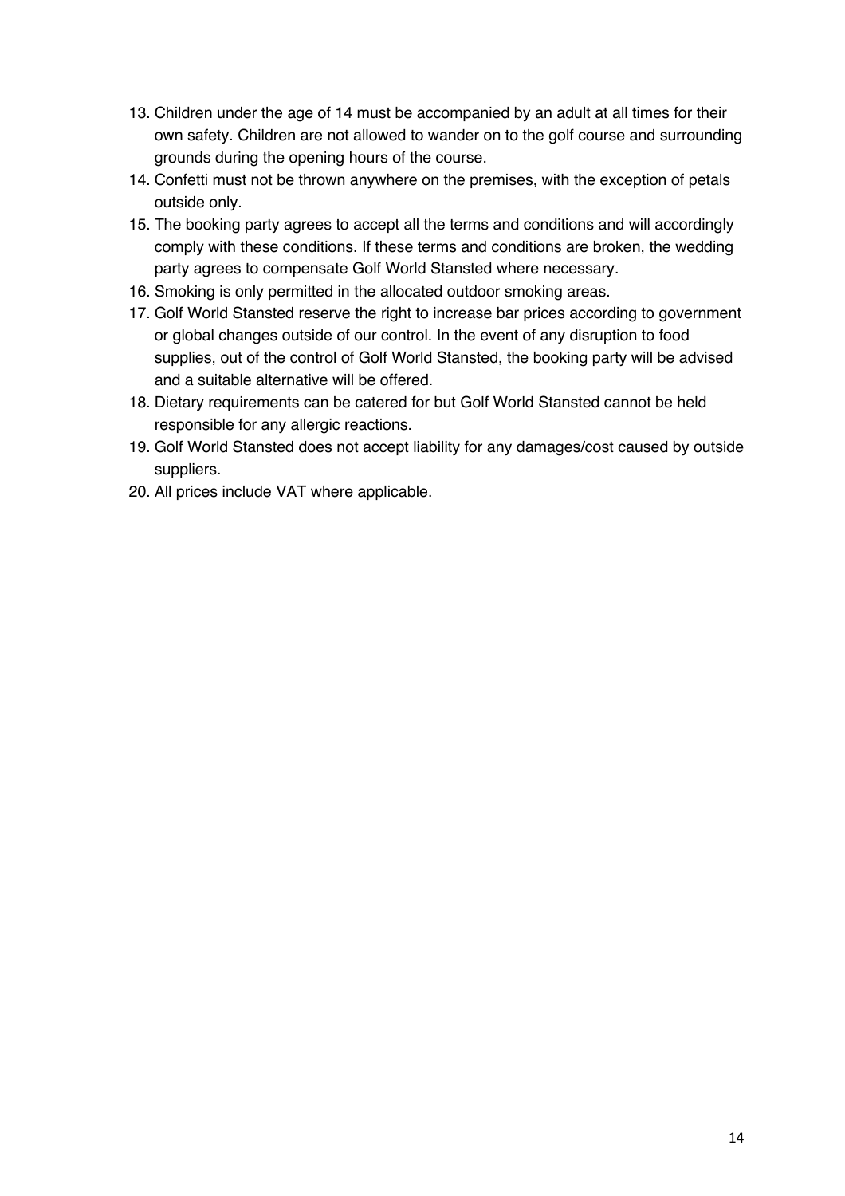13. Children under the age of 14 must be accompanied by an adult at all times for their own safety. Children are not allowed to wander on to the golf course and surrounding grounds during the opening hours of the course.
14. Confetti must not be thrown anywhere on the premises, with the exception of petals outside only.
15. The booking party agrees to accept all the terms and conditions and will accordingly comply with these conditions. If these terms and conditions are broken, the wedding party agrees to compensate Golf World Stansted where necessary.
16. Smoking is only permitted in the allocated outdoor smoking areas.
17. Golf World Stansted reserve the right to increase bar prices according to government or global changes outside of our control. In the event of any disruption to food supplies, out of the control of Golf World Stansted, the booking party will be advised and a suitable alternative will be offered.
18. Dietary requirements can be catered for but Golf World Stansted cannot be held responsible for any allergic reactions.
19. Golf World Stansted does not accept liability for any damages/cost caused by outside suppliers.
20. All prices include VAT where applicable.